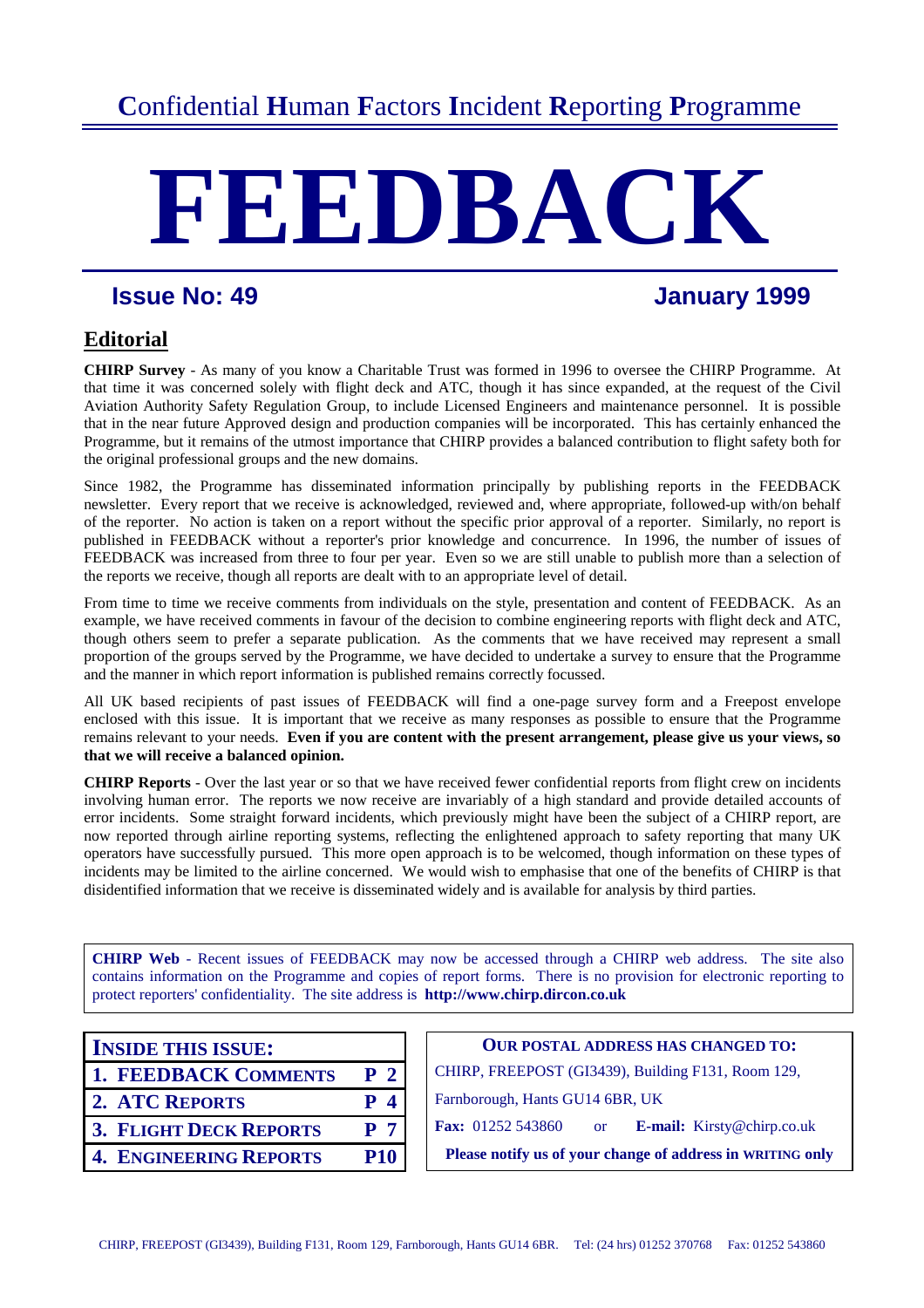# Confidential Human Factors Incident Reporting Programme

# FEEDBACK

**Issue No: 49** **January 1999**

## Editorial

**CHIRP Survey** - As many of you know a Charitable Trust was formed in 1996 to oversee the CHIRP Programme. At that time it was concerned solely with flight deck and ATC, though it has since expanded, at the request of the Civil Aviation Authority Safety Regulation Group, to include Licensed Engineers and maintenance personnel. It is possible that in the near future Approved design and production companies will be incorporated. This has certainly enhanced the Programme, but it remains of the utmost importance that CHIRP provides a balanced contribution to flight safety both for the original professional groups and the new domains.

Since 1982, the Programme has disseminated information principally by publishing reports in the FEEDBACK newsletter. Every report that we receive is acknowledged, reviewed and, where appropriate, followed-up with/on behalf of the reporter. No action is taken on a report without the specific prior approval of a reporter. Similarly, no report is published in FEEDBACK without a reporter's prior knowledge and concurrence. In 1996, the number of issues of FEEDBACK was increased from three to four per year. Even so we are still unable to publish more than a selection of the reports we receive, though all reports are dealt with to an appropriate level of detail.

From time to time we receive comments from individuals on the style, presentation and content of FEEDBACK. As an example, we have received comments in favour of the decision to combine engineering reports with flight deck and ATC, though others seem to prefer a separate publication. As the comments that we have received may represent a small proportion of the groups served by the Programme, we have decided to undertake a survey to ensure that the Programme and the manner in which report information is published remains correctly focussed.

All UK based recipients of past issues of FEEDBACK will find a one-page survey form and a Freepost envelope enclosed with this issue. It is important that we receive as many responses as possible to ensure that the Programme remains relevant to your needs. **Even if you are content with the present arrangement, please give us your views, so that we will receive a balanced opinion.**

**CHIRP Reports** - Over the last year or so that we have received fewer confidential reports from flight crew on incidents involving human error. The reports we now receive are invariably of a high standard and provide detailed accounts of error incidents. Some straight forward incidents, which previously might have been the subject of a CHIRP report, are now reported through airline reporting systems, reflecting the enlightened approach to safety reporting that many UK operators have successfully pursued. This more open approach is to be welcomed, though information on these types of incidents may be limited to the airline concerned. We would wish to emphasise that one of the benefits of CHIRP is that disidentified information that we receive is disseminated widely and is available for analysis by third parties.

**CHIRP Web** - Recent issues of FEEDBACK may now be accessed through a CHIRP web address. The site also contains information on the Programme and copies of report forms. There is no provision for electronic reporting to protect reporters' confidentiality. The site address is **http://www.chirp.dircon.co.uk**

| INSIDE THIS ISSUE: | |
|---|---|
| 1. FEEDBACK COMMENTS | P 2 |
| 2. ATC REPORTS | P 4 |
| 3. FLIGHT DECK REPORTS | P 7 |
| 4. ENGINEERING REPORTS | P10 |

**OUR POSTAL ADDRESS HAS CHANGED TO:**

CHIRP, FREEPOST (GI3439), Building F131, Room 129, Farnborough, Hants GU14 6BR, UK

**Fax:** 01252 543860 or **E-mail:** Kirsty@chirp.co.uk

**Please notify us of your change of address in WRITING only**

CHIRP, FREEPOST (GI3439), Building F131, Room 129, Farnborough, Hants GU14 6BR. Tel: (24 hrs) 01252 370768 Fax: 01252 543860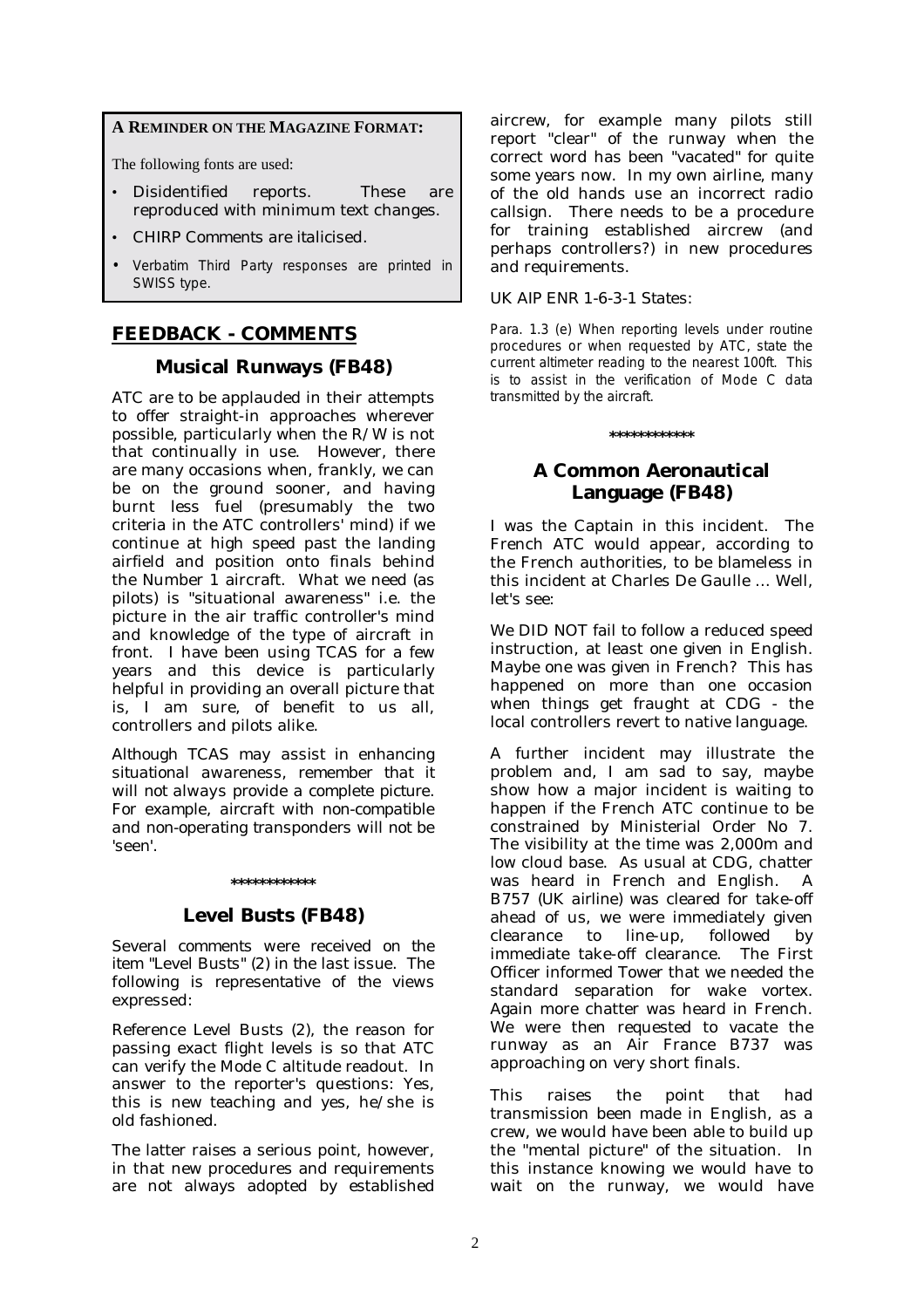**A REMINDER ON THE MAGAZINE FORMAT:**

The following fonts are used:

- Disidentified reports. These are reproduced with minimum text changes.
- *CHIRP Comments are italicised.*
- Verbatim Third Party responses are printed in SWISS type.

## FEEDBACK - COMMENTS

### Musical Runways (FB48)

ATC are to be applauded in their attempts to offer straight-in approaches wherever possible, particularly when the R/W is not that continually in use. However, there are many occasions when, frankly, we can be on the ground sooner, and having burnt less fuel (presumably the two criteria in the ATC controllers' mind) if we continue at high speed past the landing airfield and position onto finals behind the Number 1 aircraft. What we need (as pilots) is "situational awareness" i.e. the picture in the air traffic controller's mind and knowledge of the type of aircraft in front. I have been using TCAS for a few years and this device is particularly helpful in providing an overall picture that is, I am sure, of benefit to us all, controllers and pilots alike.

*Although TCAS may assist in enhancing situational awareness, remember that it will not always provide a complete picture. For example, aircraft with non-compatible and non-operating transponders will not be 'seen'.*

\*\*\*\*\*\*\*\*\*\*\*\*

### Level Busts (FB48)

*Several comments were received on the item "Level Busts" (2) in the last issue. The following is representative of the views expressed:*

Reference Level Busts (2), the reason for passing exact flight levels is so that ATC can verify the Mode C altitude readout. In answer to the reporter's questions: Yes, this is new teaching and yes, he/she is old fashioned.

The latter raises a serious point, however, in that new procedures and requirements are not always adopted by established aircrew, for example many pilots still report "clear" of the runway when the correct word has been "vacated" for quite some years now. In my own airline, many of the old hands use an incorrect radio callsign. There needs to be a procedure for training established aircrew (and perhaps controllers?) in new procedures and requirements.

*UK AIP ENR 1-6-3-1 States:*

Para. 1.3 (e) When reporting levels under routine procedures or when requested by ATC, state the current altimeter reading to the nearest 100ft. This is to assist in the verification of Mode C data transmitted by the aircraft.

\*\*\*\*\*\*\*\*\*\*\*\*

### A Common Aeronautical Language (FB48)

I was the Captain in this incident. The French ATC would appear, according to the French authorities, to be blameless in this incident at Charles De Gaulle ... Well, let's see:

We DID NOT fail to follow a reduced speed instruction, at least one given in English. Maybe one was given in French? This has happened on more than one occasion when things get fraught at CDG - the local controllers revert to native language.

A further incident may illustrate the problem and, I am sad to say, maybe show how a major incident is waiting to happen if the French ATC continue to be constrained by Ministerial Order No 7. The visibility at the time was 2,000m and low cloud base. As usual at CDG, chatter was heard in French and English. A B757 (UK airline) was cleared for take-off ahead of us, we were immediately given clearance to line-up, followed by immediate take-off clearance. The First Officer informed Tower that we needed the standard separation for wake vortex. Again more chatter was heard in French. We were then requested to vacate the runway as an Air France B737 was approaching on very short finals.

This raises the point that had transmission been made in English, as a crew, we would have been able to build up the "mental picture" of the situation. In this instance knowing we would have to wait on the runway, we would have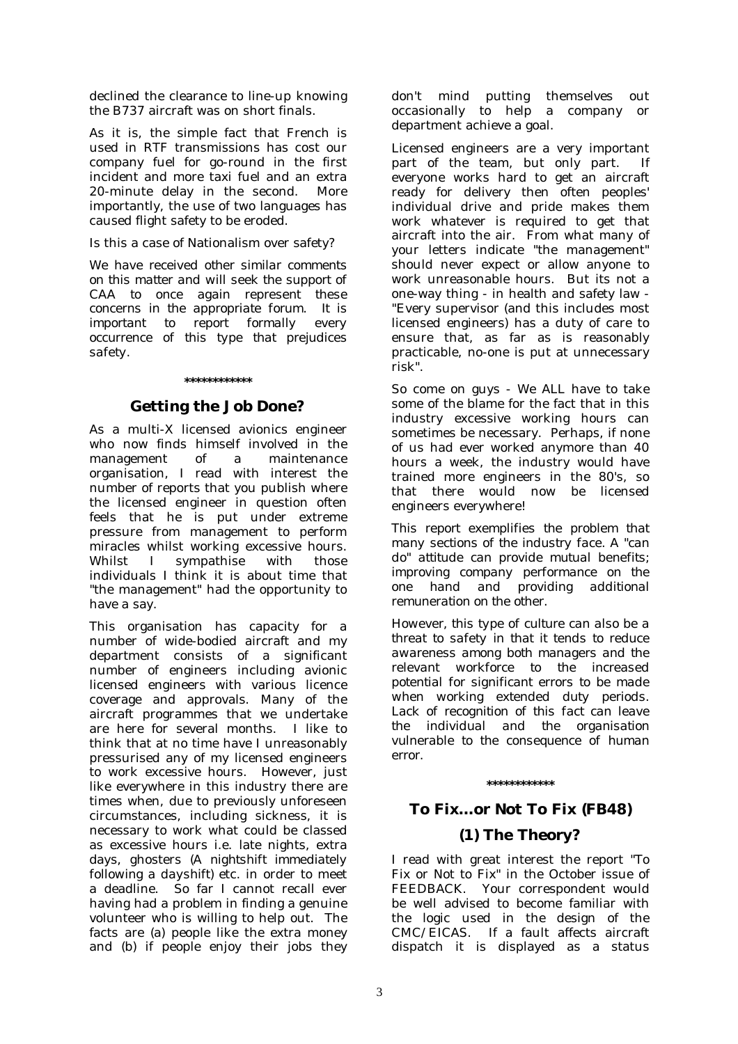declined the clearance to line-up knowing the B737 aircraft was on short finals.

As it is, the simple fact that French is used in RTF transmissions has cost our company fuel for go-round in the first incident and more taxi fuel and an extra 20-minute delay in the second. More importantly, the use of two languages has caused flight safety to be eroded.

Is this a case of Nationalism over safety?

We have received other similar comments on this matter and will seek the support of CAA to once again represent these concerns in the appropriate forum. It is important to report formally every occurrence of this type that prejudices safety.

\*\*\*\*\*\*\*\*\*\*\*\*

## Getting the Job Done?

As a multi-X licensed avionics engineer who now finds himself involved in the management of a maintenance organisation, I read with interest the number of reports that you publish where the licensed engineer in question often feels that he is put under extreme pressure from management to perform miracles whilst working excessive hours. Whilst I sympathise with those individuals I think it is about time that "the management" had the opportunity to have a say.

This organisation has capacity for a number of wide-bodied aircraft and my department consists of a significant number of engineers including avionic licensed engineers with various licence coverage and approvals. Many of the aircraft programmes that we undertake are here for several months. I like to think that at no time have I unreasonably pressurised any of my licensed engineers to work excessive hours. However, just like everywhere in this industry there are times when, due to previously unforeseen circumstances, including sickness, it is necessary to work what could be classed as excessive hours i.e. late nights, extra days, ghosters (A nightshift immediately following a dayshift) etc. in order to meet a deadline. So far I cannot recall ever having had a problem in finding a genuine volunteer who is willing to help out. The facts are (a) people like the extra money and (b) if people enjoy their jobs they don't mind putting themselves out occasionally to help a company or department achieve a goal.

Licensed engineers are a very important part of the team, but only part. If everyone works hard to get an aircraft ready for delivery then often peoples' individual drive and pride makes them work whatever is required to get that aircraft into the air. From what many of your letters indicate "the management" should never expect or allow anyone to work unreasonable hours. But its not a one-way thing - in health and safety law - "Every supervisor (and this includes most licensed engineers) has a duty of care to ensure that, as far as is reasonably practicable, no-one is put at unnecessary risk".

So come on guys - We ALL have to take some of the blame for the fact that in this industry excessive working hours can sometimes be necessary. Perhaps, if none of us had ever worked anymore than 40 hours a week, the industry would have trained more engineers in the 80's, so that there would now be licensed engineers everywhere!

This report exemplifies the problem that many sections of the industry face. A "can do" attitude can provide mutual benefits; improving company performance on the one hand and providing additional remuneration on the other.

However, this type of culture can also be a threat to safety in that it tends to reduce awareness among both managers and the relevant workforce to the increased potential for significant errors to be made when working extended duty periods. Lack of recognition of this fact can leave the individual and the organisation vulnerable to the consequence of human error.

\*\*\*\*\*\*\*\*\*\*\*\*

## To Fix...or Not To Fix (FB48)

### (1) The Theory?

I read with great interest the report "To Fix or Not to Fix" in the October issue of FEEDBACK. Your correspondent would be well advised to become familiar with the logic used in the design of the CMC/EICAS. If a fault affects aircraft dispatch it is displayed as a status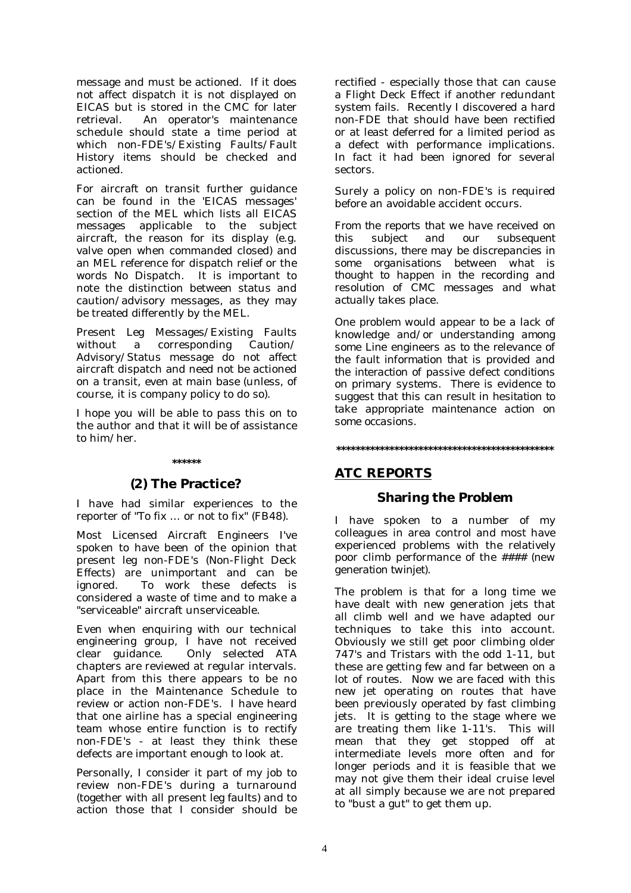message and must be actioned. If it does not affect dispatch it is not displayed on EICAS but is stored in the CMC for later retrieval. An operator's maintenance schedule should state a time period at which non-FDE's/Existing Faults/Fault History items should be checked and actioned.

For aircraft on transit further guidance can be found in the 'EICAS messages' section of the MEL which lists all EICAS messages applicable to the subject aircraft, the reason for its display (e.g. valve open when commanded closed) and an MEL reference for dispatch relief or the words No Dispatch. It is important to note the distinction between status and caution/advisory messages, as they may be treated differently by the MEL.

Present Leg Messages/Existing Faults without a corresponding Caution/ Advisory/Status message do not affect aircraft dispatch and need not be actioned on a transit, even at main base (unless, of course, it is company policy to do so).

I hope you will be able to pass this on to the author and that it will be of assistance to him/her.

\*\*\*\*\*\*

### (2) The Practice?

I have had similar experiences to the reporter of "To fix ... or not to fix" (FB48).

Most Licensed Aircraft Engineers I've spoken to have been of the opinion that present leg non-FDE's (Non-Flight Deck Effects) are unimportant and can be ignored. To work these defects is considered a waste of time and to make a "serviceable" aircraft unserviceable.

Even when enquiring with our technical engineering group, I have not received clear guidance. Only selected ATA chapters are reviewed at regular intervals. Apart from this there appears to be no place in the Maintenance Schedule to review or action non-FDE's. I have heard that one airline has a special engineering team whose entire function is to rectify non-FDE's - at least they think these defects are important enough to look at.

Personally, I consider it part of my job to review non-FDE's during a turnaround (together with all present leg faults) and to action those that I consider should be rectified - especially those that can cause a Flight Deck Effect if another redundant system fails. Recently I discovered a hard non-FDE that should have been rectified or at least deferred for a limited period as a defect with performance implications. In fact it had been ignored for several sectors.

Surely a policy on non-FDE's is required before an avoidable accident occurs.

*From the reports that we have received on this subject and our subsequent discussions, there may be discrepancies in some organisations between what is thought to happen in the recording and resolution of CMC messages and what actually takes place.*

*One problem would appear to be a lack of knowledge and/or understanding among some Line engineers as to the relevance of the fault information that is provided and the interaction of passive defect conditions on primary systems. There is evidence to suggest that this can result in hesitation to take appropriate maintenance action on some occasions.*

\*\*\*\*\*\*\*\*\*\*\*\*\*\*\*\*\*\*\*\*\*\*\*\*\*\*\*\*\*\*\*\*\*\*\*\*\*\*\*\*\*\*\*\*\*\*\*\*

## ATC REPORTS

### Sharing the Problem

I have spoken to a number of my colleagues in area control and most have experienced problems with the relatively poor climb performance of the #### (new generation twinjet).

The problem is that for a long time we have dealt with new generation jets that all climb well and we have adapted our techniques to take this into account. Obviously we still get poor climbing older 747's and Tristars with the odd 1-11, but these are getting few and far between on a lot of routes. Now we are faced with this new jet operating on routes that have been previously operated by fast climbing jets. It is getting to the stage where we are treating them like 1-11's. This will mean that they get stopped off at intermediate levels more often and for longer periods and it is feasible that we may not give them their ideal cruise level at all simply because we are not prepared to "bust a gut" to get them up.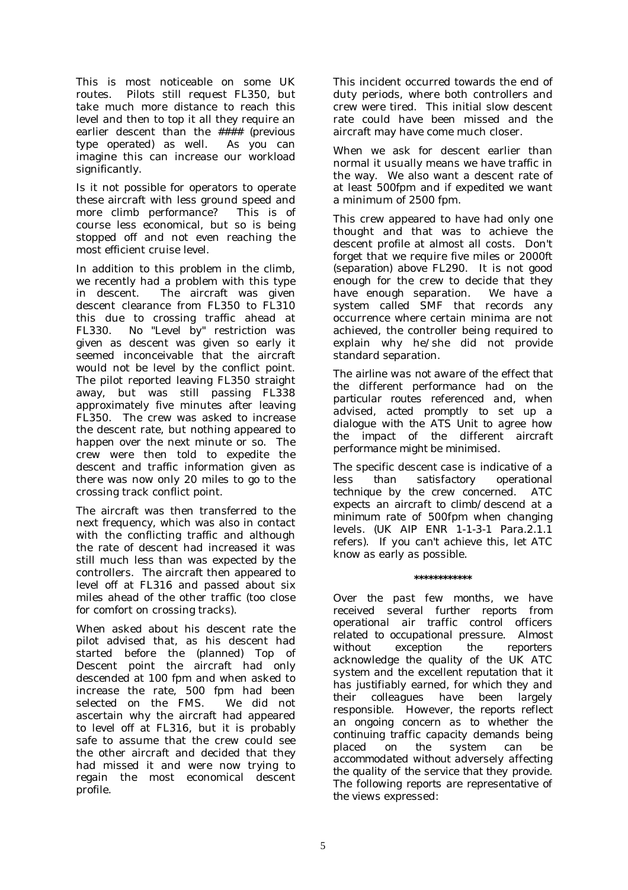This is most noticeable on some UK routes. Pilots still request FL350, but take much more distance to reach this level and then to top it all they require an earlier descent than the #### (previous type operated) as well. As you can imagine this can increase our workload significantly.

Is it not possible for operators to operate these aircraft with less ground speed and more climb performance? This is of course less economical, but so is being stopped off and not even reaching the most efficient cruise level.

In addition to this problem in the climb, we recently had a problem with this type in descent. The aircraft was given descent clearance from FL350 to FL310 this due to crossing traffic ahead at FL330. No "Level by" restriction was given as descent was given so early it seemed inconceivable that the aircraft would not be level by the conflict point. The pilot reported leaving FL350 straight away, but was still passing FL338 approximately five minutes after leaving FL350. The crew was asked to increase the descent rate, but nothing appeared to happen over the next minute or so. The crew were then told to expedite the descent and traffic information given as there was now only 20 miles to go to the crossing track conflict point.

The aircraft was then transferred to the next frequency, which was also in contact with the conflicting traffic and although the rate of descent had increased it was still much less than was expected by the controllers. The aircraft then appeared to level off at FL316 and passed about six miles ahead of the other traffic (too close for comfort on crossing tracks).

When asked about his descent rate the pilot advised that, as his descent had started before the (planned) Top of Descent point the aircraft had only descended at 100 fpm and when asked to increase the rate, 500 fpm had been selected on the FMS. We did not ascertain why the aircraft had appeared to level off at FL316, but it is probably safe to assume that the crew could see the other aircraft and decided that they had missed it and were now trying to regain the most economical descent profile.

This incident occurred towards the end of duty periods, where both controllers and crew were tired. This initial slow descent rate could have been missed and the aircraft may have come much closer.

When we ask for descent earlier than normal it usually means we have traffic in the way. We also want a descent rate of at least 500fpm and if expedited we want a minimum of 2500 fpm.

This crew appeared to have had only one thought and that was to achieve the descent profile at almost all costs. Don't forget that we require five miles or 2000ft (separation) above FL290. It is not good enough for the crew to decide that they have enough separation. We have a system called SMF that records any occurrence where certain minima are not achieved, the controller being required to explain why he/she did not provide standard separation.

The airline was not aware of the effect that the different performance had on the particular routes referenced and, when advised, acted promptly to set up a dialogue with the ATS Unit to agree how the impact of the different aircraft performance might be minimised.

The specific descent case is indicative of a less than satisfactory operational technique by the crew concerned. ATC expects an aircraft to climb/descend at a minimum rate of 500fpm when changing levels. (UK AIP ENR 1-1-3-1 Para.2.1.1 refers). If you can't achieve this, let ATC know as early as possible.

\*\*\*\*\*\*\*\*\*\*\*\*

Over the past few months, we have received several further reports from operational air traffic control officers related to occupational pressure. Almost without exception the reporters acknowledge the quality of the UK ATC system and the excellent reputation that it has justifiably earned, for which they and their colleagues have been largely responsible. However, the reports reflect an ongoing concern as to whether the continuing traffic capacity demands being placed on the system can be accommodated without adversely affecting the quality of the service that they provide. The following reports are representative of the views expressed: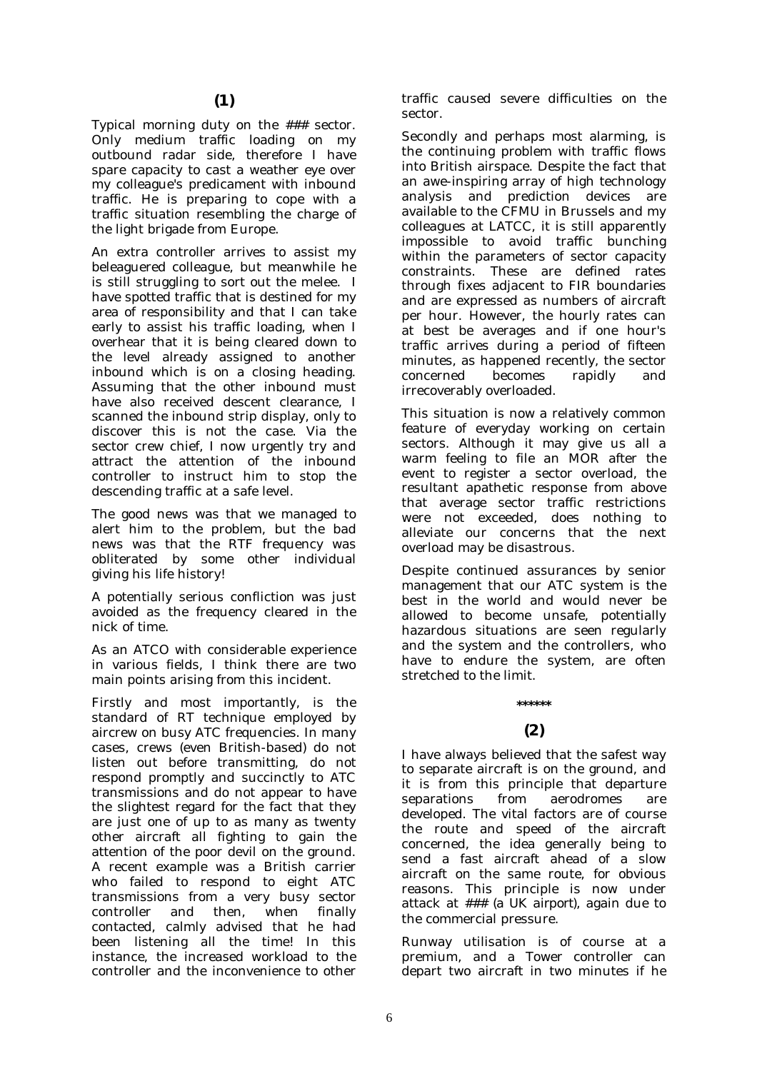## (1)

Typical morning duty on the ### sector. Only medium traffic loading on my outbound radar side, therefore I have spare capacity to cast a weather eye over my colleague's predicament with inbound traffic. He is preparing to cope with a traffic situation resembling the charge of the light brigade from Europe.

An extra controller arrives to assist my beleaguered colleague, but meanwhile he is still struggling to sort out the melee. I have spotted traffic that is destined for my area of responsibility and that I can take early to assist his traffic loading, when I overhear that it is being cleared down to the level already assigned to another inbound which is on a closing heading. Assuming that the other inbound must have also received descent clearance, I scanned the inbound strip display, only to discover this is not the case. Via the sector crew chief, I now urgently try and attract the attention of the inbound controller to instruct him to stop the descending traffic at a safe level.

The good news was that we managed to alert him to the problem, but the bad news was that the RTF frequency was obliterated by some other individual giving his life history!

A potentially serious confliction was just avoided as the frequency cleared in the nick of time.

As an ATCO with considerable experience in various fields, I think there are two main points arising from this incident.

Firstly and most importantly, is the standard of RT technique employed by aircrew on busy ATC frequencies. In many cases, crews (even British-based) do not listen out before transmitting, do not respond promptly and succinctly to ATC transmissions and do not appear to have the slightest regard for the fact that they are just one of up to as many as twenty other aircraft all fighting to gain the attention of the poor devil on the ground. A recent example was a British carrier who failed to respond to eight ATC transmissions from a very busy sector controller and then, when finally contacted, calmly advised that he had been listening all the time! In this instance, the increased workload to the controller and the inconvenience to other traffic caused severe difficulties on the sector.

Secondly and perhaps most alarming, is the continuing problem with traffic flows into British airspace. Despite the fact that an awe-inspiring array of high technology analysis and prediction devices are available to the CFMU in Brussels and my colleagues at LATCC, it is still apparently impossible to avoid traffic bunching within the parameters of sector capacity constraints. These are defined rates through fixes adjacent to FIR boundaries and are expressed as numbers of aircraft per hour. However, the hourly rates can at best be averages and if one hour's traffic arrives during a period of fifteen minutes, as happened recently, the sector concerned becomes rapidly and irrecoverably overloaded.

This situation is now a relatively common feature of everyday working on certain sectors. Although it may give us all a warm feeling to file an MOR after the event to register a sector overload, the resultant apathetic response from above that average sector traffic restrictions were not exceeded, does nothing to alleviate our concerns that the next overload may be disastrous.

Despite continued assurances by senior management that our ATC system is the best in the world and would never be allowed to become unsafe, potentially hazardous situations are seen regularly and the system and the controllers, who have to endure the system, are often stretched to the limit.

******

## (2)

I have always believed that the safest way to separate aircraft is on the ground, and it is from this principle that departure separations from aerodromes are developed. The vital factors are of course the route and speed of the aircraft concerned, the idea generally being to send a fast aircraft ahead of a slow aircraft on the same route, for obvious reasons. This principle is now under attack at ### (a UK airport), again due to the commercial pressure.

Runway utilisation is of course at a premium, and a Tower controller can depart two aircraft in two minutes if he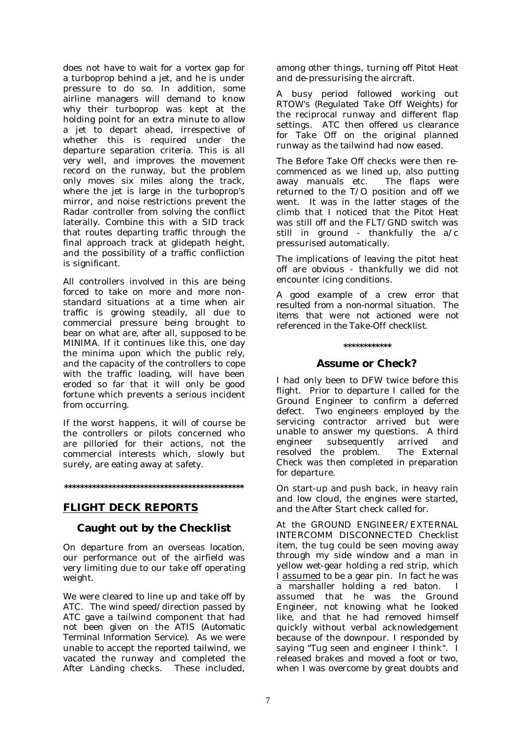does not have to wait for a vortex gap for a turboprop behind a jet, and he is under pressure to do so. In addition, some airline managers will demand to know why their turboprop was kept at the holding point for an extra minute to allow a jet to depart ahead, irrespective of whether this is required under the departure separation criteria. This is all very well, and improves the movement record on the runway, but the problem only moves six miles along the track, where the jet is large in the turboprop's mirror, and noise restrictions prevent the Radar controller from solving the conflict laterally. Combine this with a SID track that routes departing traffic through the final approach track at glidepath height, and the possibility of a traffic confliction is significant.

All controllers involved in this are being forced to take on more and more non-standard situations at a time when air traffic is growing steadily, all due to commercial pressure being brought to bear on what are, after all, supposed to be MINIMA. If it continues like this, one day the minima upon which the public rely, and the capacity of the controllers to cope with the traffic loading, will have been eroded so far that it will only be good fortune which prevents a serious incident from occurring.

If the worst happens, it will of course be the controllers or pilots concerned who are pilloried for their actions, not the commercial interests which, slowly but surely, are eating away at safety.

*********************************************

## FLIGHT DECK REPORTS

### Caught out by the Checklist

On departure from an overseas location, our performance out of the airfield was very limiting due to our take off operating weight.

We were cleared to line up and take off by ATC. The wind speed/direction passed by ATC gave a tailwind component that had not been given on the ATIS (Automatic Terminal Information Service). As we were unable to accept the reported tailwind, we vacated the runway and completed the After Landing checks. These included, among other things, turning off Pitot Heat and de-pressurising the aircraft.

A busy period followed working out RTOW's (Regulated Take Off Weights) for the reciprocal runway and different flap settings. ATC then offered us clearance for Take Off on the original planned runway as the tailwind had now eased.

The Before Take Off checks were then re-commenced as we lined up, also putting away manuals etc. The flaps were returned to the T/O position and off we went. It was in the latter stages of the climb that I noticed that the Pitot Heat was still off and the FLT/GND switch was still in ground - thankfully the a/c pressurised automatically.

The implications of leaving the pitot heat off are obvious - thankfully we did not encounter icing conditions.

A good example of a crew error that resulted from a non-normal situation. The items that were not actioned were not referenced in the Take-Off checklist.

************

### Assume or Check?

I had only been to DFW twice before this flight. Prior to departure I called for the Ground Engineer to confirm a deferred defect. Two engineers employed by the servicing contractor arrived but were unable to answer my questions. A third engineer subsequently arrived and resolved the problem. The External Check was then completed in preparation for departure.

On start-up and push back, in heavy rain and low cloud, the engines were started, and the After Start check called for.

At the GROUND ENGINEER/EXTERNAL INTERCOMM DISCONNECTED Checklist item, the tug could be seen moving away through my side window and a man in yellow wet-gear holding a red strip, which I assumed to be a gear pin. In fact he was a marshaller holding a red baton. I assumed that he was the Ground Engineer, not knowing what he looked like, and that he had removed himself quickly without verbal acknowledgement because of the downpour. I responded by saying "Tug seen and engineer I think". I released brakes and moved a foot or two, when I was overcome by great doubts and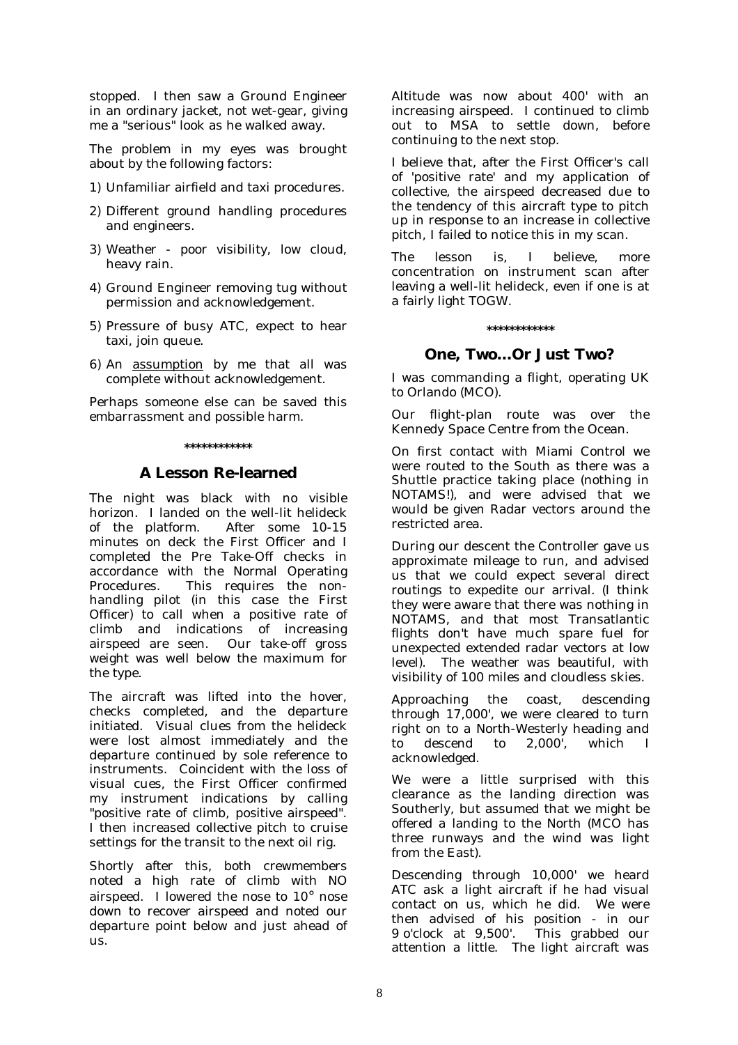stopped. I then saw a Ground Engineer in an ordinary jacket, not wet-gear, giving me a "serious" look as he walked away.

The problem in my eyes was brought about by the following factors:

1) Unfamiliar airfield and taxi procedures.
2) Different ground handling procedures and engineers.
3) Weather - poor visibility, low cloud, heavy rain.
4) Ground Engineer removing tug without permission and acknowledgement.
5) Pressure of busy ATC, expect to hear taxi, join queue.
6) An assumption by me that all was complete without acknowledgement.

Perhaps someone else can be saved this embarrassment and possible harm.

************

## A Lesson Re-learned

The night was black with no visible horizon. I landed on the well-lit helideck of the platform. After some 10-15 minutes on deck the First Officer and I completed the Pre Take-Off checks in accordance with the Normal Operating Procedures. This requires the non-handling pilot (in this case the First Officer) to call when a positive rate of climb and indications of increasing airspeed are seen. Our take-off gross weight was well below the maximum for the type.

The aircraft was lifted into the hover, checks completed, and the departure initiated. Visual clues from the helideck were lost almost immediately and the departure continued by sole reference to instruments. Coincident with the loss of visual cues, the First Officer confirmed my instrument indications by calling "positive rate of climb, positive airspeed". I then increased collective pitch to cruise settings for the transit to the next oil rig.

Shortly after this, both crewmembers noted a high rate of climb with NO airspeed. I lowered the nose to 10° nose down to recover airspeed and noted our departure point below and just ahead of us.

Altitude was now about 400' with an increasing airspeed. I continued to climb out to MSA to settle down, before continuing to the next stop.

I believe that, after the First Officer's call of 'positive rate' and my application of collective, the airspeed decreased due to the tendency of this aircraft type to pitch up in response to an increase in collective pitch, I failed to notice this in my scan.

The lesson is, I believe, more concentration on instrument scan after leaving a well-lit helideck, even if one is at a fairly light TOGW.

************

## One, Two...Or Just Two?

I was commanding a flight, operating UK to Orlando (MCO).

Our flight-plan route was over the Kennedy Space Centre from the Ocean.

On first contact with Miami Control we were routed to the South as there was a Shuttle practice taking place (nothing in NOTAMS!), and were advised that we would be given Radar vectors around the restricted area.

During our descent the Controller gave us approximate mileage to run, and advised us that we could expect several direct routings to expedite our arrival. (I think they were aware that there was nothing in NOTAMS, and that most Transatlantic flights don't have much spare fuel for unexpected extended radar vectors at low level). The weather was beautiful, with visibility of 100 miles and cloudless skies.

Approaching the coast, descending through 17,000', we were cleared to turn right on to a North-Westerly heading and to descend to 2,000', which I acknowledged.

We were a little surprised with this clearance as the landing direction was Southerly, but assumed that we might be offered a landing to the North (MCO has three runways and the wind was light from the East).

Descending through 10,000' we heard ATC ask a light aircraft if he had visual contact on us, which he did. We were then advised of his position - in our 9 o'clock at 9,500'. This grabbed our attention a little. The light aircraft was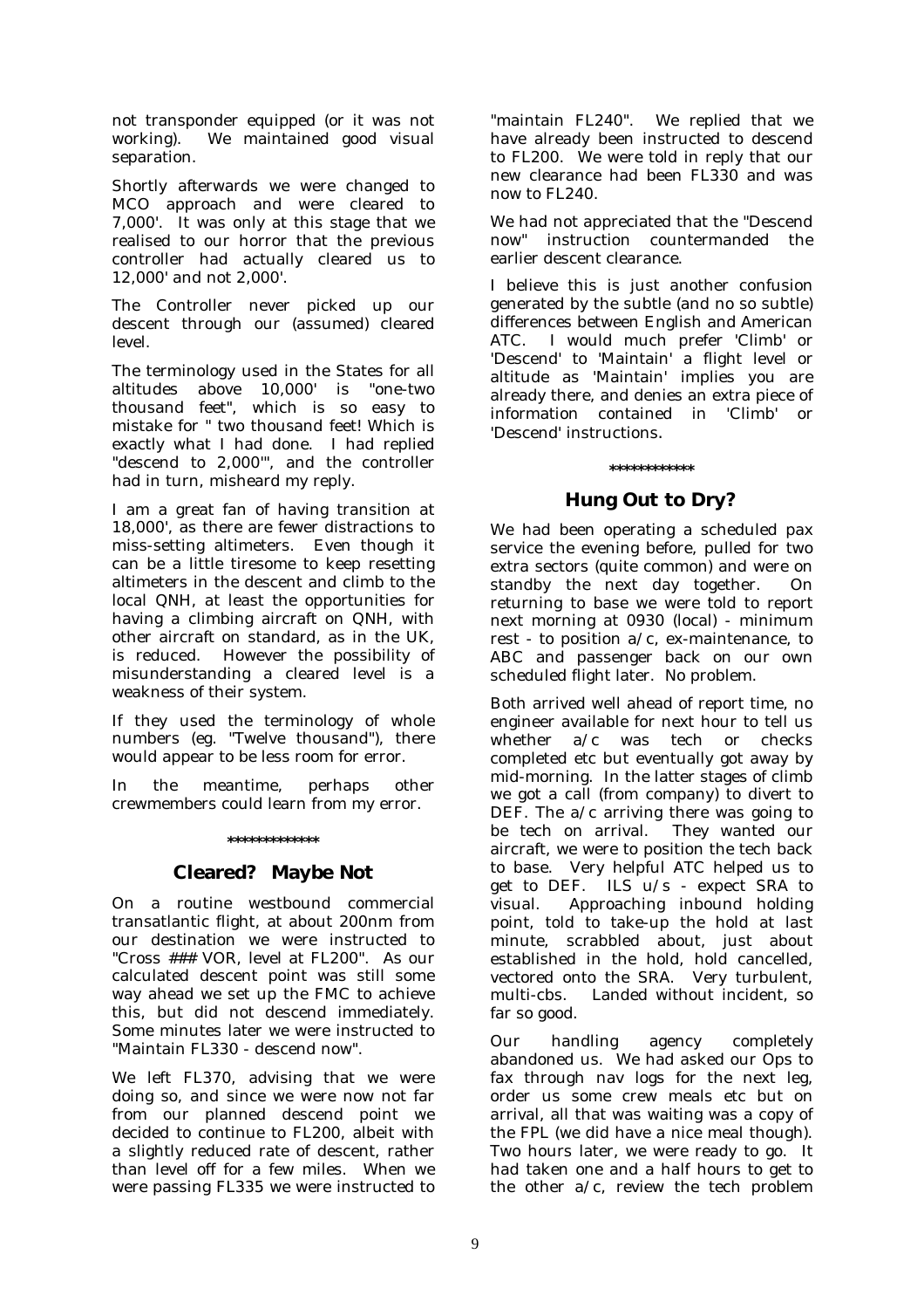not transponder equipped (or it was not working). We maintained good visual separation.

Shortly afterwards we were changed to MCO approach and were cleared to 7,000'. It was only at this stage that we realised to our horror that the previous controller had actually cleared us to 12,000' and not 2,000'.

The Controller never picked up our descent through our (assumed) cleared level.

The terminology used in the States for all altitudes above 10,000' is "one-two thousand feet", which is so easy to mistake for " two thousand feet! Which is exactly what I had done. I had replied "descend to 2,000'", and the controller had in turn, misheard my reply.

I am a great fan of having transition at 18,000', as there are fewer distractions to miss-setting altimeters. Even though it can be a little tiresome to keep resetting altimeters in the descent and climb to the local QNH, at least the opportunities for having a climbing aircraft on QNH, with other aircraft on standard, as in the UK, is reduced. However the possibility of misunderstanding a cleared level is a weakness of their system.

If they used the terminology of whole numbers (eg. "Twelve thousand"), there would appear to be less room for error.

In the meantime, perhaps other crewmembers could learn from my error.

\*\*\*\*\*\*\*\*\*\*\*\*\*

## Cleared? Maybe Not

On a routine westbound commercial transatlantic flight, at about 200nm from our destination we were instructed to "Cross ### VOR, level at FL200". As our calculated descent point was still some way ahead we set up the FMC to achieve this, but did not descend immediately. Some minutes later we were instructed to "Maintain FL330 - descend now".

We left FL370, advising that we were doing so, and since we were now not far from our planned descend point we decided to continue to FL200, albeit with a slightly reduced rate of descent, rather than level off for a few miles. When we were passing FL335 we were instructed to "maintain FL240". We replied that we have already been instructed to descend to FL200. We were told in reply that our new clearance had been FL330 and was now to FL240.

We had not appreciated that the "Descend now" instruction countermanded the earlier descent clearance.

I believe this is just another confusion generated by the subtle (and no so subtle) differences between English and American ATC. I would much prefer 'Climb' or 'Descend' to 'Maintain' a flight level or altitude as 'Maintain' implies you are already there, and denies an extra piece of information contained in 'Climb' or 'Descend' instructions.

\*\*\*\*\*\*\*\*\*\*\*\*

## Hung Out to Dry?

We had been operating a scheduled pax service the evening before, pulled for two extra sectors (quite common) and were on standby the next day together. On returning to base we were told to report next morning at 0930 (local) - minimum rest - to position a/c, ex-maintenance, to ABC and passenger back on our own scheduled flight later. No problem.

Both arrived well ahead of report time, no engineer available for next hour to tell us whether a/c was tech or checks completed etc but eventually got away by mid-morning. In the latter stages of climb we got a call (from company) to divert to DEF. The a/c arriving there was going to be tech on arrival. They wanted our aircraft, we were to position the tech back to base. Very helpful ATC helped us to get to DEF. ILS u/s - expect SRA to visual. Approaching inbound holding point, told to take-up the hold at last minute, scrabbled about, just about established in the hold, hold cancelled, vectored onto the SRA. Very turbulent, multi-cbs. Landed without incident, so far so good.

Our handling agency completely abandoned us. We had asked our Ops to fax through nav logs for the next leg, order us some crew meals etc but on arrival, all that was waiting was a copy of the FPL (we did have a nice meal though). Two hours later, we were ready to go. It had taken one and a half hours to get to the other a/c, review the tech problem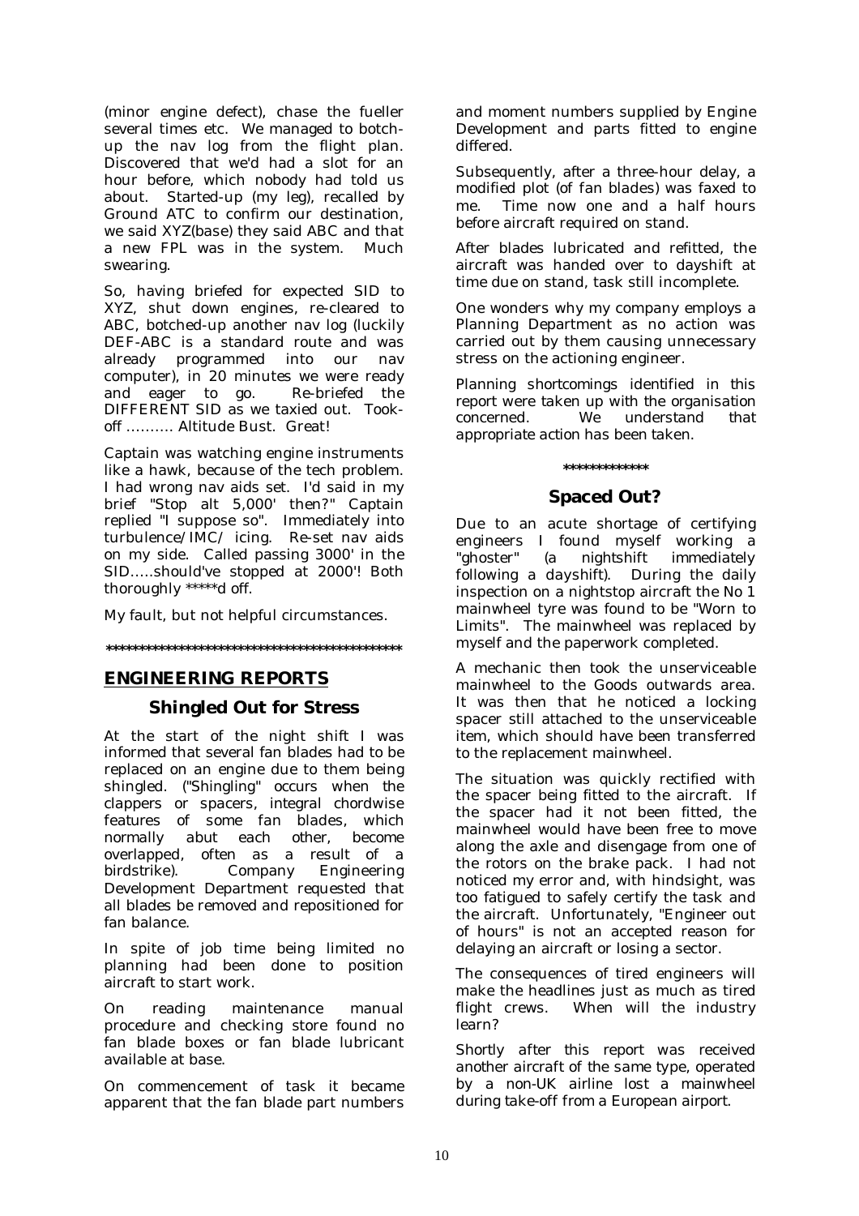(minor engine defect), chase the fueller several times etc. We managed to botch-up the nav log from the flight plan. Discovered that we'd had a slot for an hour before, which nobody had told us about. Started-up (my leg), recalled by Ground ATC to confirm our destination, we said XYZ(base) they said ABC and that a new FPL was in the system. Much swearing.

So, having briefed for expected SID to XYZ, shut down engines, re-cleared to ABC, botched-up another nav log (luckily DEF-ABC is a standard route and was already programmed into our nav computer), in 20 minutes we were ready and eager to go. Re-briefed the DIFFERENT SID as we taxied out. Took-off ………. Altitude Bust. Great!

Captain was watching engine instruments like a hawk, because of the tech problem. I had wrong nav aids set. I'd said in my brief "Stop alt 5,000' then?" Captain replied "I suppose so". Immediately into turbulence/IMC/ icing. Re-set nav aids on my side. Called passing 3000' in the SID…..should've stopped at 2000'! Both thoroughly *****d off.

My fault, but not helpful circumstances.

*********************************************

## ENGINEERING REPORTS

### Shingled Out for Stress

At the start of the night shift I was informed that several fan blades had to be replaced on an engine due to them being shingled. ("Shingling" occurs when the clappers or spacers, integral chordwise features of some fan blades, which normally abut each other, become overlapped, often as a result of a birdstrike). Company Engineering Development Department requested that all blades be removed and repositioned for fan balance.

In spite of job time being limited no planning had been done to position aircraft to start work.

On reading maintenance manual procedure and checking store found no fan blade boxes or fan blade lubricant available at base.

On commencement of task it became apparent that the fan blade part numbers and moment numbers supplied by Engine Development and parts fitted to engine differed.

Subsequently, after a three-hour delay, a modified plot (of fan blades) was faxed to me. Time now one and a half hours before aircraft required on stand.

After blades lubricated and refitted, the aircraft was handed over to dayshift at time due on stand, task still incomplete.

One wonders why my company employs a Planning Department as no action was carried out by them causing unnecessary stress on the actioning engineer.

*Planning shortcomings identified in this report were taken up with the organisation concerned. We understand that appropriate action has been taken.*

*************

### Spaced Out?

Due to an acute shortage of certifying engineers I found myself working a "ghoster" (a nightshift immediately following a dayshift). During the daily inspection on a nightstop aircraft the No 1 mainwheel tyre was found to be "Worn to Limits". The mainwheel was replaced by myself and the paperwork completed.

A mechanic then took the unserviceable mainwheel to the Goods outwards area. It was then that he noticed a locking spacer still attached to the unserviceable item, which should have been transferred to the replacement mainwheel.

The situation was quickly rectified with the spacer being fitted to the aircraft. If the spacer had it not been fitted, the mainwheel would have been free to move along the axle and disengage from one of the rotors on the brake pack. I had not noticed my error and, with hindsight, was too fatigued to safely certify the task and the aircraft. Unfortunately, "Engineer out of hours" is not an accepted reason for delaying an aircraft or losing a sector.

The consequences of tired engineers will make the headlines just as much as tired flight crews. When will the industry learn?

*Shortly after this report was received another aircraft of the same type, operated by a non-UK airline lost a mainwheel during take-off from a European airport.*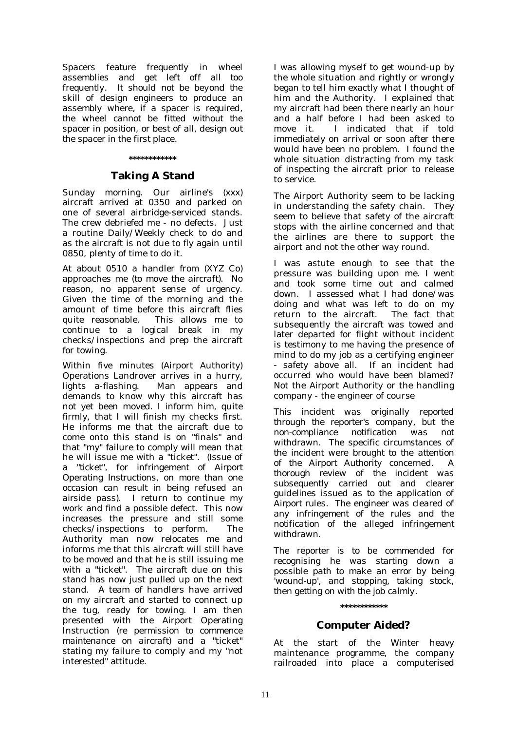Spacers feature frequently in wheel assemblies and get left off all too frequently. It should not be beyond the skill of design engineers to produce an assembly where, if a spacer is required, the wheel cannot be fitted without the spacer in position, or best of all, design out the spacer in the first place.

************

## Taking A Stand

Sunday morning. Our airline's (xxx) aircraft arrived at 0350 and parked on one of several airbridge-serviced stands. The crew debriefed me - no defects. Just a routine Daily/Weekly check to do and as the aircraft is not due to fly again until 0850, plenty of time to do it.

At about 0510 a handler from (XYZ Co) approaches me (to move the aircraft). No reason, no apparent sense of urgency. Given the time of the morning and the amount of time before this aircraft flies quite reasonable. This allows me to continue to a logical break in my checks/inspections and prep the aircraft for towing.

Within five minutes (Airport Authority) Operations Landrover arrives in a hurry, lights a-flashing. Man appears and demands to know why this aircraft has not yet been moved. I inform him, quite firmly, that I will finish my checks first. He informs me that the aircraft due to come onto this stand is on "finals" and that "my" failure to comply will mean that he will issue me with a "ticket". (Issue of a "ticket", for infringement of Airport Operating Instructions, on more than one occasion can result in being refused an airside pass). I return to continue my work and find a possible defect. This now increases the pressure and still some checks/inspections to perform. The Authority man now relocates me and informs me that this aircraft will still have to be moved and that he is still issuing me with a "ticket". The aircraft due on this stand has now just pulled up on the next stand. A team of handlers have arrived on my aircraft and started to connect up the tug, ready for towing. I am then presented with the Airport Operating Instruction (re permission to commence maintenance on aircraft) and a "ticket" stating my failure to comply and my "not interested" attitude.

I was allowing myself to get wound-up by the whole situation and rightly or wrongly began to tell him exactly what I thought of him and the Authority. I explained that my aircraft had been there nearly an hour and a half before I had been asked to move it. I indicated that if told immediately on arrival or soon after there would have been no problem. I found the whole situation distracting from my task of inspecting the aircraft prior to release to service.

The Airport Authority seem to be lacking in understanding the safety chain. They seem to believe that safety of the aircraft stops with the airline concerned and that the airlines are there to support the airport and not the other way round.

I was astute enough to see that the pressure was building upon me. I went and took some time out and calmed down. I assessed what I had done/was doing and what was left to do on my return to the aircraft. The fact that subsequently the aircraft was towed and later departed for flight without incident is testimony to me having the presence of mind to do my job as a certifying engineer - safety above all. If an incident had occurred who would have been blamed? Not the Airport Authority or the handling company - the engineer of course

This incident was originally reported through the reporter's company, but the non-compliance notification was not withdrawn. The specific circumstances of the incident were brought to the attention of the Airport Authority concerned. A thorough review of the incident was subsequently carried out and clearer guidelines issued as to the application of Airport rules. The engineer was cleared of any infringement of the rules and the notification of the alleged infringement withdrawn.

The reporter is to be commended for recognising he was starting down a possible path to make an error by being 'wound-up', and stopping, taking stock, then getting on with the job calmly.

************

## Computer Aided?

At the start of the Winter heavy maintenance programme, the company railroaded into place a computerised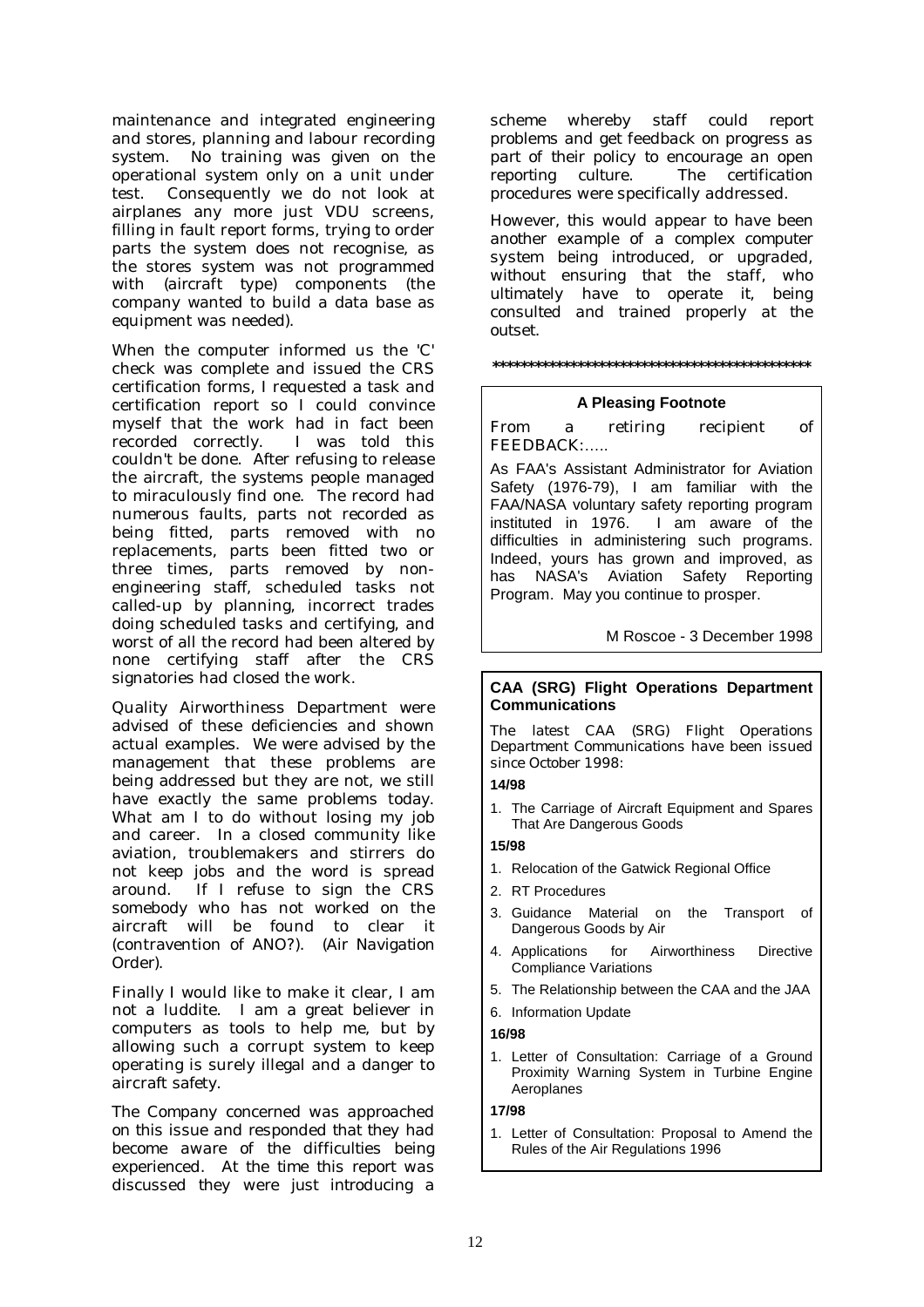maintenance and integrated engineering and stores, planning and labour recording system. No training was given on the operational system only on a unit under test. Consequently we do not look at airplanes any more just VDU screens, filling in fault report forms, trying to order parts the system does not recognise, as the stores system was not programmed with (aircraft type) components (the company wanted to build a data base as equipment was needed).

When the computer informed us the 'C' check was complete and issued the CRS certification forms, I requested a task and certification report so I could convince myself that the work had in fact been recorded correctly. I was told this couldn't be done. After refusing to release the aircraft, the systems people managed to miraculously find one. The record had numerous faults, parts not recorded as being fitted, parts removed with no replacements, parts been fitted two or three times, parts removed by non-engineering staff, scheduled tasks not called-up by planning, incorrect trades doing scheduled tasks and certifying, and worst of all the record had been altered by none certifying staff after the CRS signatories had closed the work.

Quality Airworthiness Department were advised of these deficiencies and shown actual examples. We were advised by the management that these problems are being addressed but they are not, we still have exactly the same problems today. What am I to do without losing my job and career. In a closed community like aviation, troublemakers and stirrers do not keep jobs and the word is spread around. If I refuse to sign the CRS somebody who has not worked on the aircraft will be found to clear it (contravention of ANO?). (Air Navigation Order).

Finally I would like to make it clear, I am not a luddite. I am a great believer in computers as tools to help me, but by allowing such a corrupt system to keep operating is surely illegal and a danger to aircraft safety.

The Company concerned was approached on this issue and responded that they had become aware of the difficulties being experienced. At the time this report was discussed they were just introducing a scheme whereby staff could report problems and get feedback on progress as part of their policy to encourage an open reporting culture. The certification procedures were specifically addressed.

However, this would appear to have been another example of a complex computer system being introduced, or upgraded, without ensuring that the staff, who ultimately have to operate it, being consulted and trained properly at the outset.

*********************************************

### A Pleasing Footnote

From a retiring recipient of FEEDBACK:.....

As FAA's Assistant Administrator for Aviation Safety (1976-79), I am familiar with the FAA/NASA voluntary safety reporting program instituted in 1976. I am aware of the difficulties in administering such programs. Indeed, yours has grown and improved, as has NASA's Aviation Safety Reporting Program. May you continue to prosper.

M Roscoe - 3 December 1998

### CAA (SRG) Flight Operations Department Communications

The latest CAA (SRG) Flight Operations Department Communications have been issued since October 1998:

**14/98**

1. The Carriage of Aircraft Equipment and Spares That Are Dangerous Goods

**15/98**

1. Relocation of the Gatwick Regional Office
2. RT Procedures
3. Guidance Material on the Transport of Dangerous Goods by Air
4. Applications for Airworthiness Directive Compliance Variations
5. The Relationship between the CAA and the JAA
6. Information Update

**16/98**

1. Letter of Consultation: Carriage of a Ground Proximity Warning System in Turbine Engine Aeroplanes

**17/98**

1. Letter of Consultation: Proposal to Amend the Rules of the Air Regulations 1996